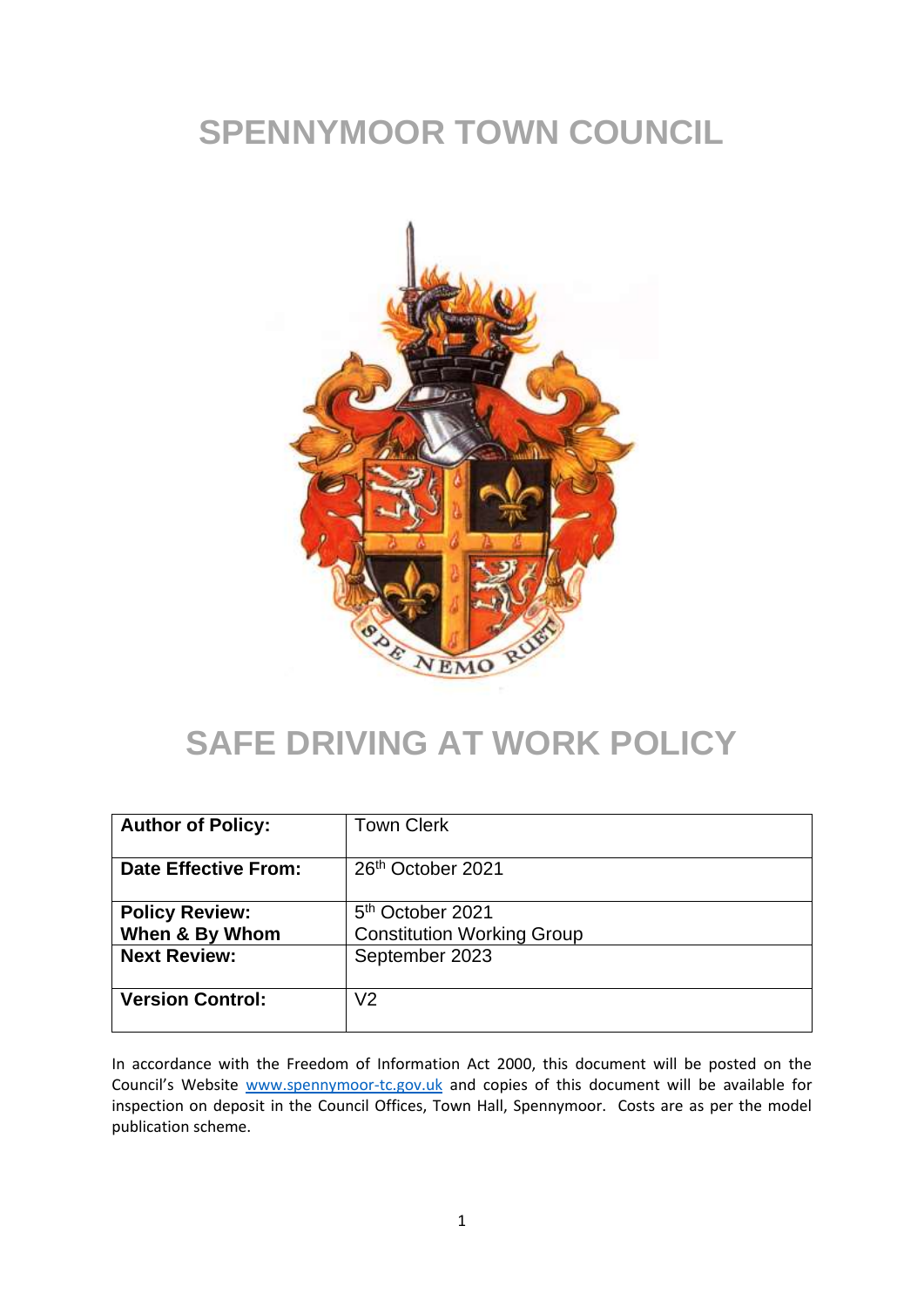# SPENNYMOOR TOWN COUNCIL

# SAFE DRIVING AT WORK POLICY

| | |
|---|---|
| **Author of Policy:** | Town Clerk |
| **Date Effective From:** | 26th October 2021 |
| **Policy Review: When & By Whom** | 5th October 2021<br>Constitution Working Group |
| **Next Review:** | September 2023 |
| **Version Control:** | V2 |

In accordance with the Freedom of Information Act 2000, this document will be posted on the Council's Website www.spennymoor-tc.gov.uk and copies of this document will be available for inspection on deposit in the Council Offices, Town Hall, Spennymoor. Costs are as per the model publication scheme.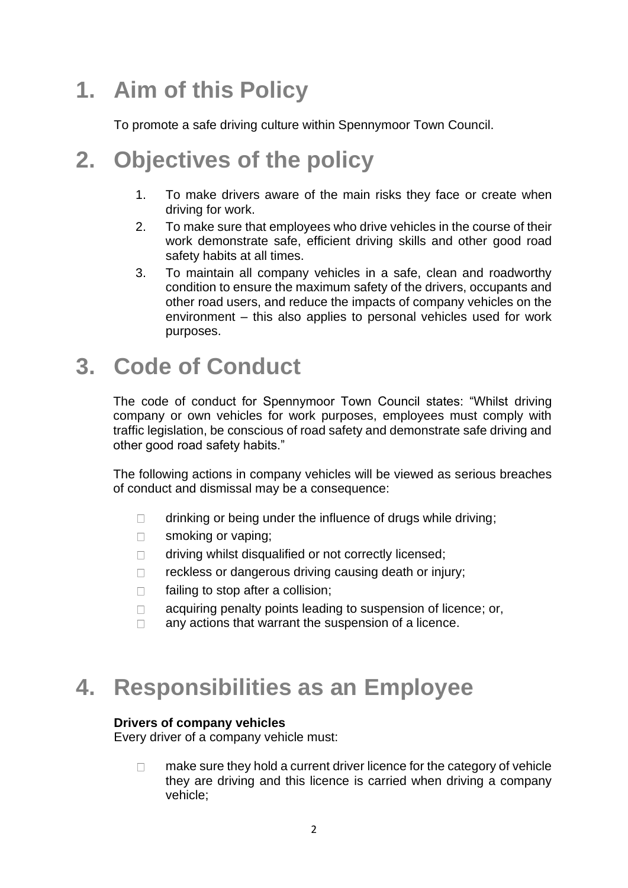# 1. Aim of this Policy

To promote a safe driving culture within Spennymoor Town Council.

# 2. Objectives of the policy

1. To make drivers aware of the main risks they face or create when driving for work.
2. To make sure that employees who drive vehicles in the course of their work demonstrate safe, efficient driving skills and other good road safety habits at all times.
3. To maintain all company vehicles in a safe, clean and roadworthy condition to ensure the maximum safety of the drivers, occupants and other road users, and reduce the impacts of company vehicles on the environment – this also applies to personal vehicles used for work purposes.

# 3. Code of Conduct

The code of conduct for Spennymoor Town Council states: "Whilst driving company or own vehicles for work purposes, employees must comply with traffic legislation, be conscious of road safety and demonstrate safe driving and other good road safety habits."

The following actions in company vehicles will be viewed as serious breaches of conduct and dismissal may be a consequence:

- drinking or being under the influence of drugs while driving;
- smoking or vaping;
- driving whilst disqualified or not correctly licensed;
- reckless or dangerous driving causing death or injury;
- failing to stop after a collision;
- acquiring penalty points leading to suspension of licence; or,
- any actions that warrant the suspension of a licence.

# 4. Responsibilities as an Employee

**Drivers of company vehicles**

Every driver of a company vehicle must:

- make sure they hold a current driver licence for the category of vehicle they are driving and this licence is carried when driving a company vehicle;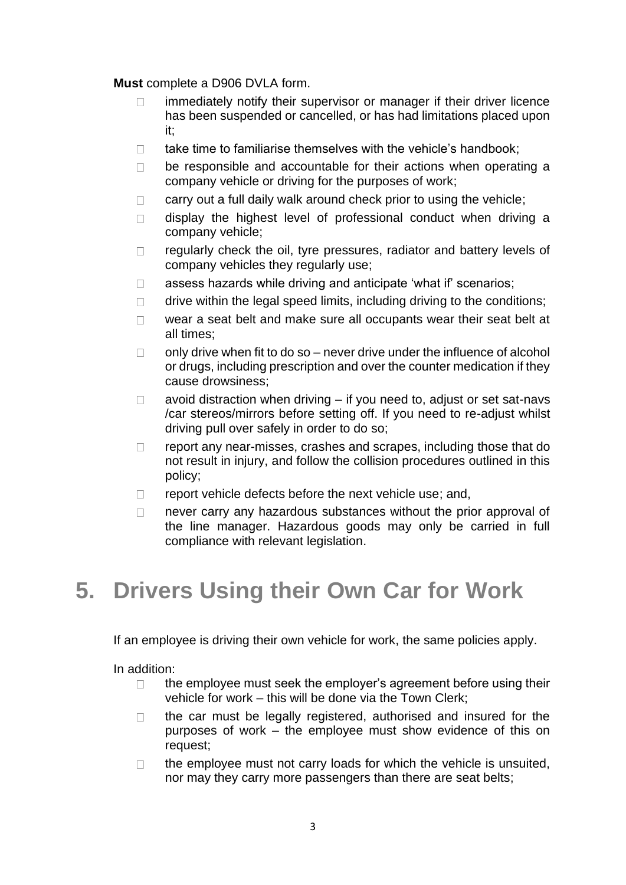**Must** complete a D906 DVLA form.

- immediately notify their supervisor or manager if their driver licence has been suspended or cancelled, or has had limitations placed upon it;
- take time to familiarise themselves with the vehicle's handbook;
- be responsible and accountable for their actions when operating a company vehicle or driving for the purposes of work;
- carry out a full daily walk around check prior to using the vehicle;
- display the highest level of professional conduct when driving a company vehicle;
- regularly check the oil, tyre pressures, radiator and battery levels of company vehicles they regularly use;
- assess hazards while driving and anticipate 'what if' scenarios;
- drive within the legal speed limits, including driving to the conditions;
- wear a seat belt and make sure all occupants wear their seat belt at all times;
- only drive when fit to do so – never drive under the influence of alcohol or drugs, including prescription and over the counter medication if they cause drowsiness;
- avoid distraction when driving – if you need to, adjust or set sat-navs /car stereos/mirrors before setting off. If you need to re-adjust whilst driving pull over safely in order to do so;
- report any near-misses, crashes and scrapes, including those that do not result in injury, and follow the collision procedures outlined in this policy;
- report vehicle defects before the next vehicle use; and,
- never carry any hazardous substances without the prior approval of the line manager. Hazardous goods may only be carried in full compliance with relevant legislation.

# 5. Drivers Using their Own Car for Work

If an employee is driving their own vehicle for work, the same policies apply.

In addition:

- the employee must seek the employer's agreement before using their vehicle for work – this will be done via the Town Clerk;
- the car must be legally registered, authorised and insured for the purposes of work – the employee must show evidence of this on request;
- the employee must not carry loads for which the vehicle is unsuited, nor may they carry more passengers than there are seat belts;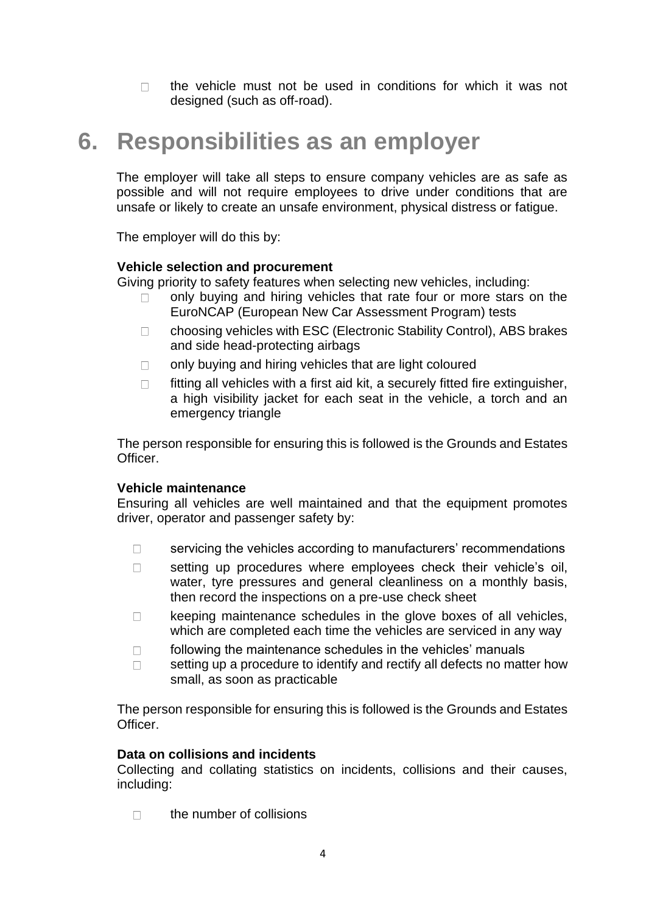- the vehicle must not be used in conditions for which it was not designed (such as off-road).

# 6. Responsibilities as an employer

The employer will take all steps to ensure company vehicles are as safe as possible and will not require employees to drive under conditions that are unsafe or likely to create an unsafe environment, physical distress or fatigue.

The employer will do this by:

**Vehicle selection and procurement**

Giving priority to safety features when selecting new vehicles, including:

- only buying and hiring vehicles that rate four or more stars on the EuroNCAP (European New Car Assessment Program) tests
- choosing vehicles with ESC (Electronic Stability Control), ABS brakes and side head-protecting airbags
- only buying and hiring vehicles that are light coloured
- fitting all vehicles with a first aid kit, a securely fitted fire extinguisher, a high visibility jacket for each seat in the vehicle, a torch and an emergency triangle

The person responsible for ensuring this is followed is the Grounds and Estates Officer.

**Vehicle maintenance**

Ensuring all vehicles are well maintained and that the equipment promotes driver, operator and passenger safety by:

- servicing the vehicles according to manufacturers' recommendations
- setting up procedures where employees check their vehicle's oil, water, tyre pressures and general cleanliness on a monthly basis, then record the inspections on a pre-use check sheet
- keeping maintenance schedules in the glove boxes of all vehicles, which are completed each time the vehicles are serviced in any way
- following the maintenance schedules in the vehicles' manuals
- setting up a procedure to identify and rectify all defects no matter how small, as soon as practicable

The person responsible for ensuring this is followed is the Grounds and Estates Officer.

**Data on collisions and incidents**

Collecting and collating statistics on incidents, collisions and their causes, including:

- the number of collisions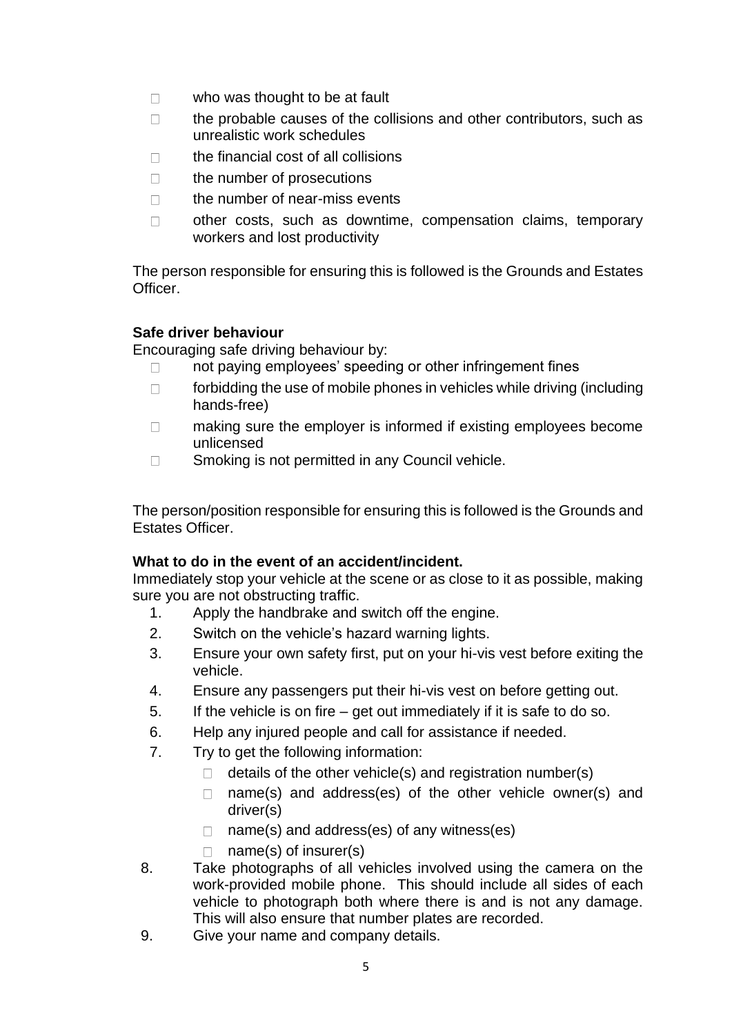- who was thought to be at fault
- the probable causes of the collisions and other contributors, such as unrealistic work schedules
- the financial cost of all collisions
- the number of prosecutions
- the number of near-miss events
- other costs, such as downtime, compensation claims, temporary workers and lost productivity

The person responsible for ensuring this is followed is the Grounds and Estates Officer.

**Safe driver behaviour**

Encouraging safe driving behaviour by:

- not paying employees' speeding or other infringement fines
- forbidding the use of mobile phones in vehicles while driving (including hands-free)
- making sure the employer is informed if existing employees become unlicensed
- Smoking is not permitted in any Council vehicle.

The person/position responsible for ensuring this is followed is the Grounds and Estates Officer.

**What to do in the event of an accident/incident.**

Immediately stop your vehicle at the scene or as close to it as possible, making sure you are not obstructing traffic.

1. Apply the handbrake and switch off the engine.
2. Switch on the vehicle's hazard warning lights.
3. Ensure your own safety first, put on your hi-vis vest before exiting the vehicle.
4. Ensure any passengers put their hi-vis vest on before getting out.
5. If the vehicle is on fire – get out immediately if it is safe to do so.
6. Help any injured people and call for assistance if needed.
7. Try to get the following information:
   - details of the other vehicle(s) and registration number(s)
   - name(s) and address(es) of the other vehicle owner(s) and driver(s)
   - name(s) and address(es) of any witness(es)
   - name(s) of insurer(s)
8. Take photographs of all vehicles involved using the camera on the work-provided mobile phone. This should include all sides of each vehicle to photograph both where there is and is not any damage. This will also ensure that number plates are recorded.
9. Give your name and company details.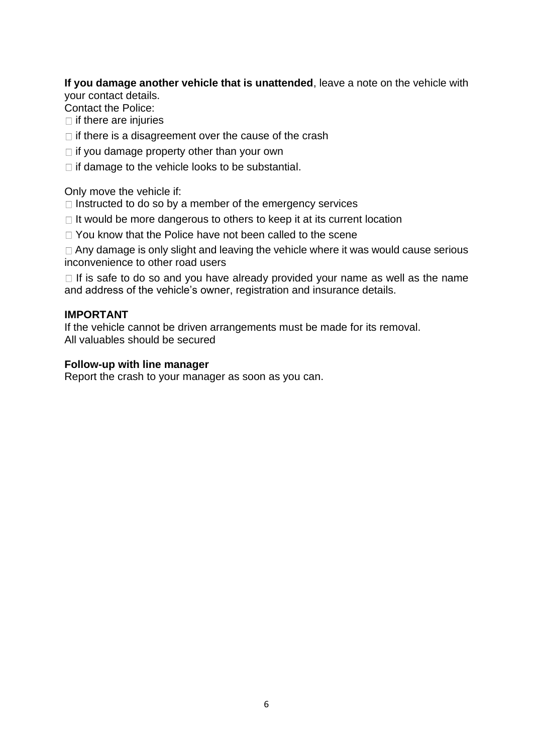**If you damage another vehicle that is unattended**, leave a note on the vehicle with your contact details.

Contact the Police:

- if there are injuries
- if there is a disagreement over the cause of the crash
- if you damage property other than your own
- if damage to the vehicle looks to be substantial.

Only move the vehicle if:

- Instructed to do so by a member of the emergency services
- It would be more dangerous to others to keep it at its current location
- You know that the Police have not been called to the scene
- Any damage is only slight and leaving the vehicle where it was would cause serious inconvenience to other road users
- If is safe to do so and you have already provided your name as well as the name and address of the vehicle's owner, registration and insurance details.

**IMPORTANT**

If the vehicle cannot be driven arrangements must be made for its removal.
All valuables should be secured

**Follow-up with line manager**

Report the crash to your manager as soon as you can.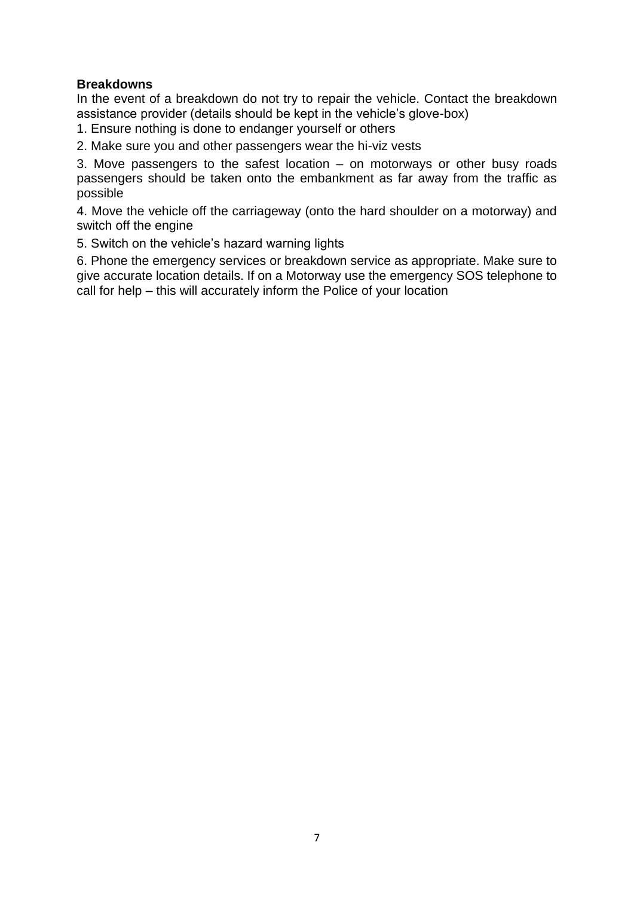**Breakdowns**

In the event of a breakdown do not try to repair the vehicle. Contact the breakdown assistance provider (details should be kept in the vehicle's glove-box)

1. Ensure nothing is done to endanger yourself or others
2. Make sure you and other passengers wear the hi-viz vests
3. Move passengers to the safest location – on motorways or other busy roads passengers should be taken onto the embankment as far away from the traffic as possible
4. Move the vehicle off the carriageway (onto the hard shoulder on a motorway) and switch off the engine
5. Switch on the vehicle's hazard warning lights
6. Phone the emergency services or breakdown service as appropriate. Make sure to give accurate location details. If on a Motorway use the emergency SOS telephone to call for help – this will accurately inform the Police of your location